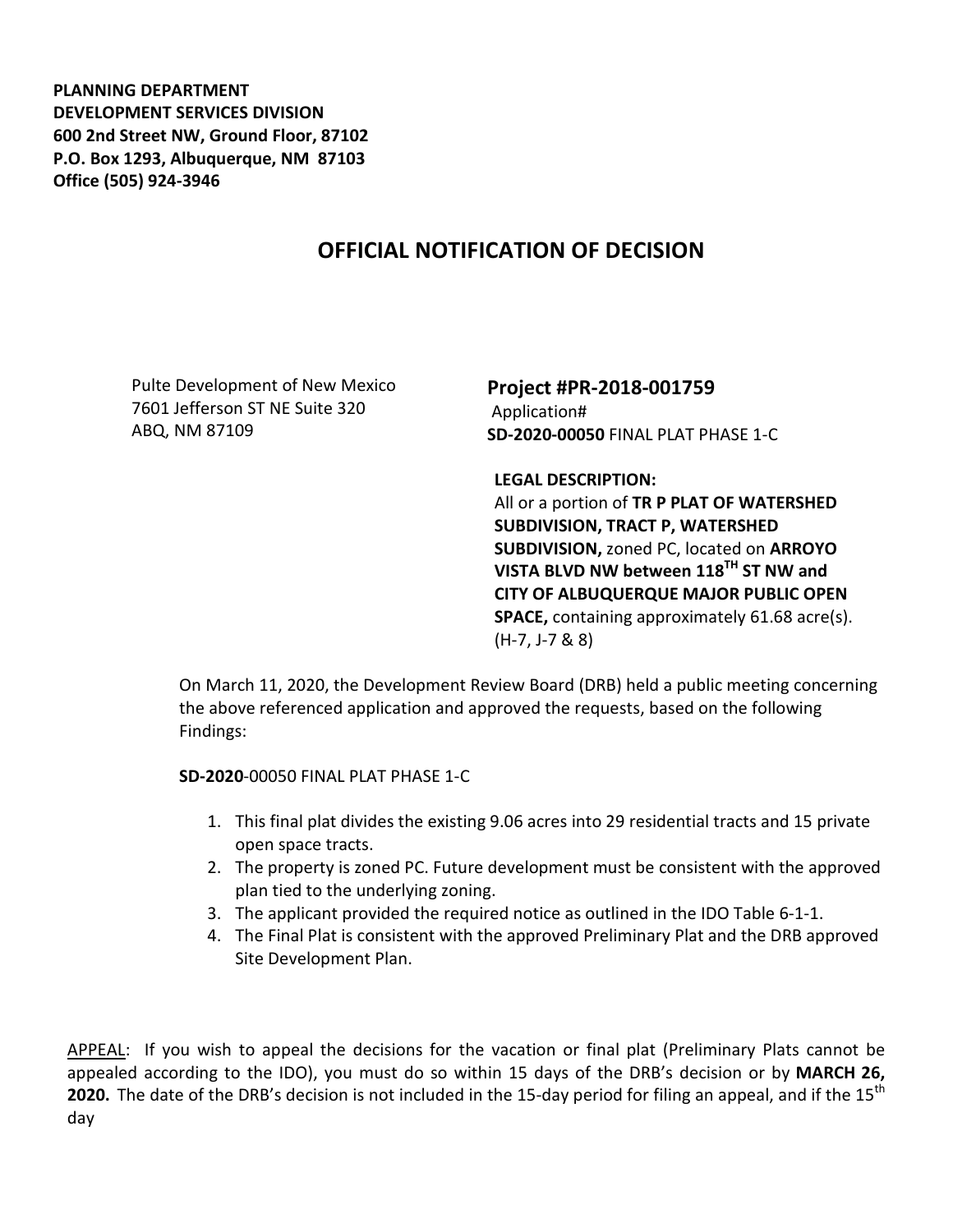**PLANNING DEPARTMENT**
**DEVELOPMENT SERVICES DIVISION**
**600 2nd Street NW, Ground Floor, 87102**
**P.O. Box 1293, Albuquerque, NM 87103**
**Office (505) 924-3946**

# OFFICIAL NOTIFICATION OF DECISION

Pulte Development of New Mexico
7601 Jefferson ST NE Suite 320
ABQ, NM 87109

**Project #PR-2018-001759**
Application#
**SD-2020-00050** FINAL PLAT PHASE 1-C

**LEGAL DESCRIPTION:**
All or a portion of **TR P PLAT OF WATERSHED SUBDIVISION, TRACT P, WATERSHED SUBDIVISION,** zoned PC, located on **ARROYO VISTA BLVD NW between 118TH ST NW and CITY OF ALBUQUERQUE MAJOR PUBLIC OPEN SPACE,** containing approximately 61.68 acre(s). (H-7, J-7 & 8)

On March 11, 2020, the Development Review Board (DRB) held a public meeting concerning the above referenced application and approved the requests, based on the following Findings:

**SD-2020**-00050 FINAL PLAT PHASE 1-C

1. This final plat divides the existing 9.06 acres into 29 residential tracts and 15 private open space tracts.
2. The property is zoned PC. Future development must be consistent with the approved plan tied to the underlying zoning.
3. The applicant provided the required notice as outlined in the IDO Table 6-1-1.
4. The Final Plat is consistent with the approved Preliminary Plat and the DRB approved Site Development Plan.

APPEAL: If you wish to appeal the decisions for the vacation or final plat (Preliminary Plats cannot be appealed according to the IDO), you must do so within 15 days of the DRB's decision or by **MARCH 26, 2020.** The date of the DRB's decision is not included in the 15-day period for filing an appeal, and if the 15th day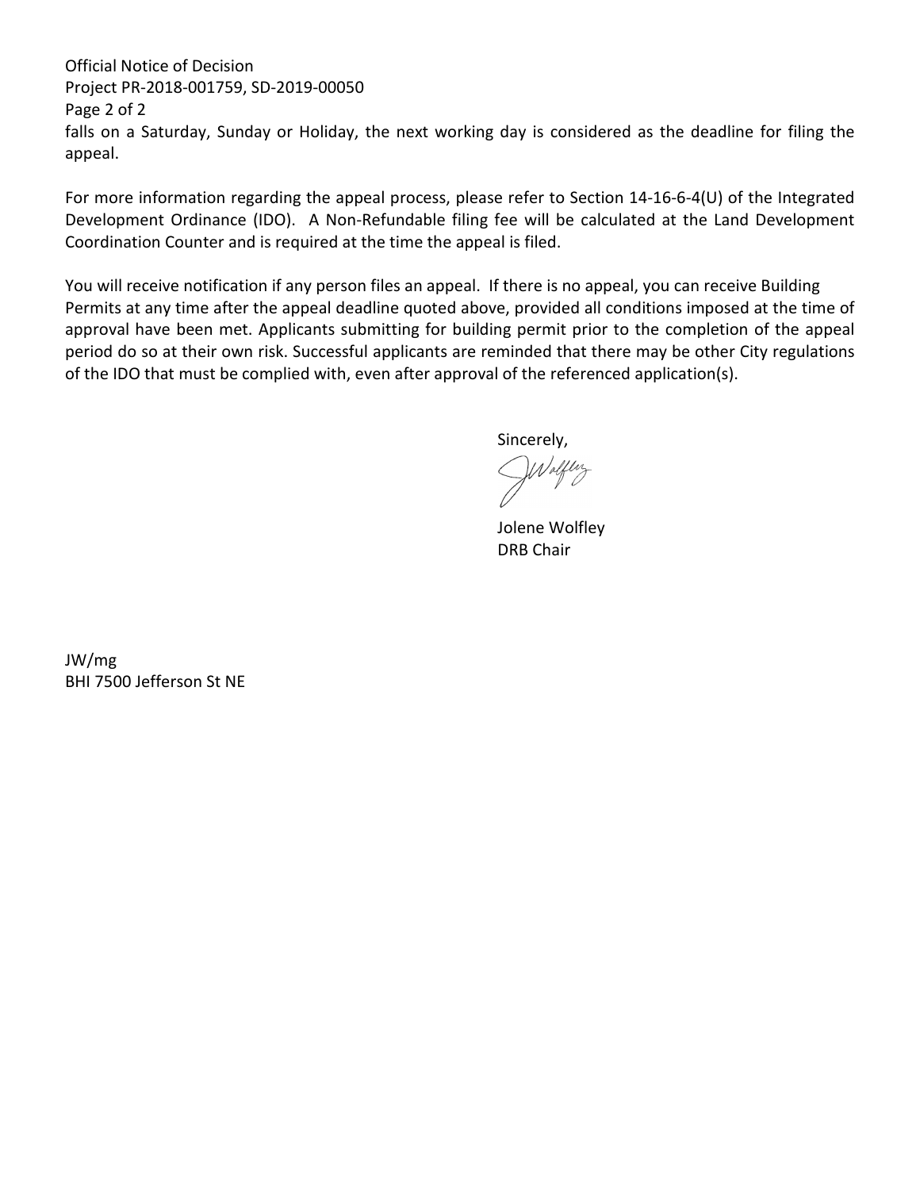falls on a Saturday, Sunday or Holiday, the next working day is considered as the deadline for filing the appeal.

For more information regarding the appeal process, please refer to Section 14-16-6-4(U) of the Integrated Development Ordinance (IDO). A Non-Refundable filing fee will be calculated at the Land Development Coordination Counter and is required at the time the appeal is filed.

You will receive notification if any person files an appeal. If there is no appeal, you can receive Building Permits at any time after the appeal deadline quoted above, provided all conditions imposed at the time of approval have been met. Applicants submitting for building permit prior to the completion of the appeal period do so at their own risk. Successful applicants are reminded that there may be other City regulations of the IDO that must be complied with, even after approval of the referenced application(s).

Sincerely,

Jolene Wolfley
DRB Chair

JW/mg
BHI 7500 Jefferson St NE